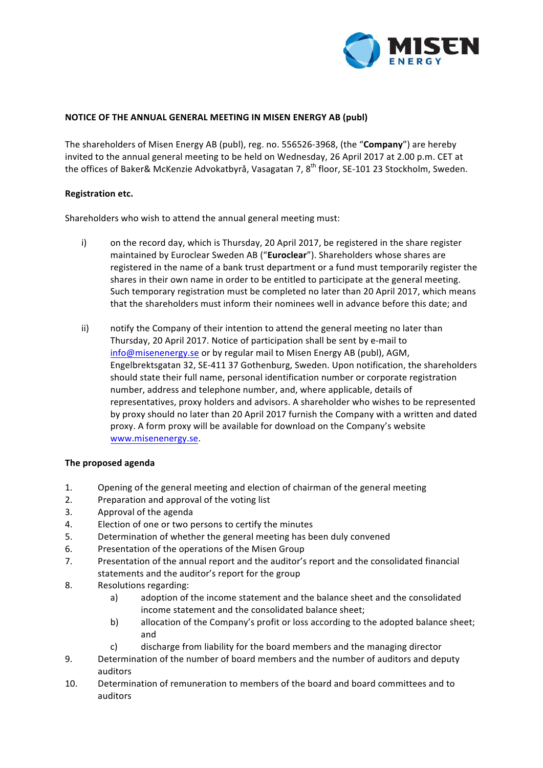**NOTICE OF THE ANNUAL GENERAL MEETING IN MISEN ENERGY AB (publ)**

The shareholders of Misen Energy AB (publ), reg. no. 556526-3968, (the "**Company**") are hereby invited to the annual general meeting to be held on Wednesday, 26 April 2017 at 2.00 p.m. CET at the offices of Baker& McKenzie Advokatbyrå, Vasagatan 7, 8th floor, SE-101 23 Stockholm, Sweden.

**Registration etc.**

Shareholders who wish to attend the annual general meeting must:

i) on the record day, which is Thursday, 20 April 2017, be registered in the share register maintained by Euroclear Sweden AB ("**Euroclear**"). Shareholders whose shares are registered in the name of a bank trust department or a fund must temporarily register the shares in their own name in order to be entitled to participate at the general meeting. Such temporary registration must be completed no later than 20 April 2017, which means that the shareholders must inform their nominees well in advance before this date; and

ii) notify the Company of their intention to attend the general meeting no later than Thursday, 20 April 2017. Notice of participation shall be sent by e-mail to info@misenenergy.se or by regular mail to Misen Energy AB (publ), AGM, Engelbrektsgatan 32, SE-411 37 Gothenburg, Sweden. Upon notification, the shareholders should state their full name, personal identification number or corporate registration number, address and telephone number, and, where applicable, details of representatives, proxy holders and advisors. A shareholder who wishes to be represented by proxy should no later than 20 April 2017 furnish the Company with a written and dated proxy. A form proxy will be available for download on the Company's website www.misenenergy.se.

**The proposed agenda**

1. Opening of the general meeting and election of chairman of the general meeting
2. Preparation and approval of the voting list
3. Approval of the agenda
4. Election of one or two persons to certify the minutes
5. Determination of whether the general meeting has been duly convened
6. Presentation of the operations of the Misen Group
7. Presentation of the annual report and the auditor's report and the consolidated financial statements and the auditor's report for the group
8. Resolutions regarding:
   a) adoption of the income statement and the balance sheet and the consolidated income statement and the consolidated balance sheet;
   b) allocation of the Company's profit or loss according to the adopted balance sheet; and
   c) discharge from liability for the board members and the managing director
9. Determination of the number of board members and the number of auditors and deputy auditors
10. Determination of remuneration to members of the board and board committees and to auditors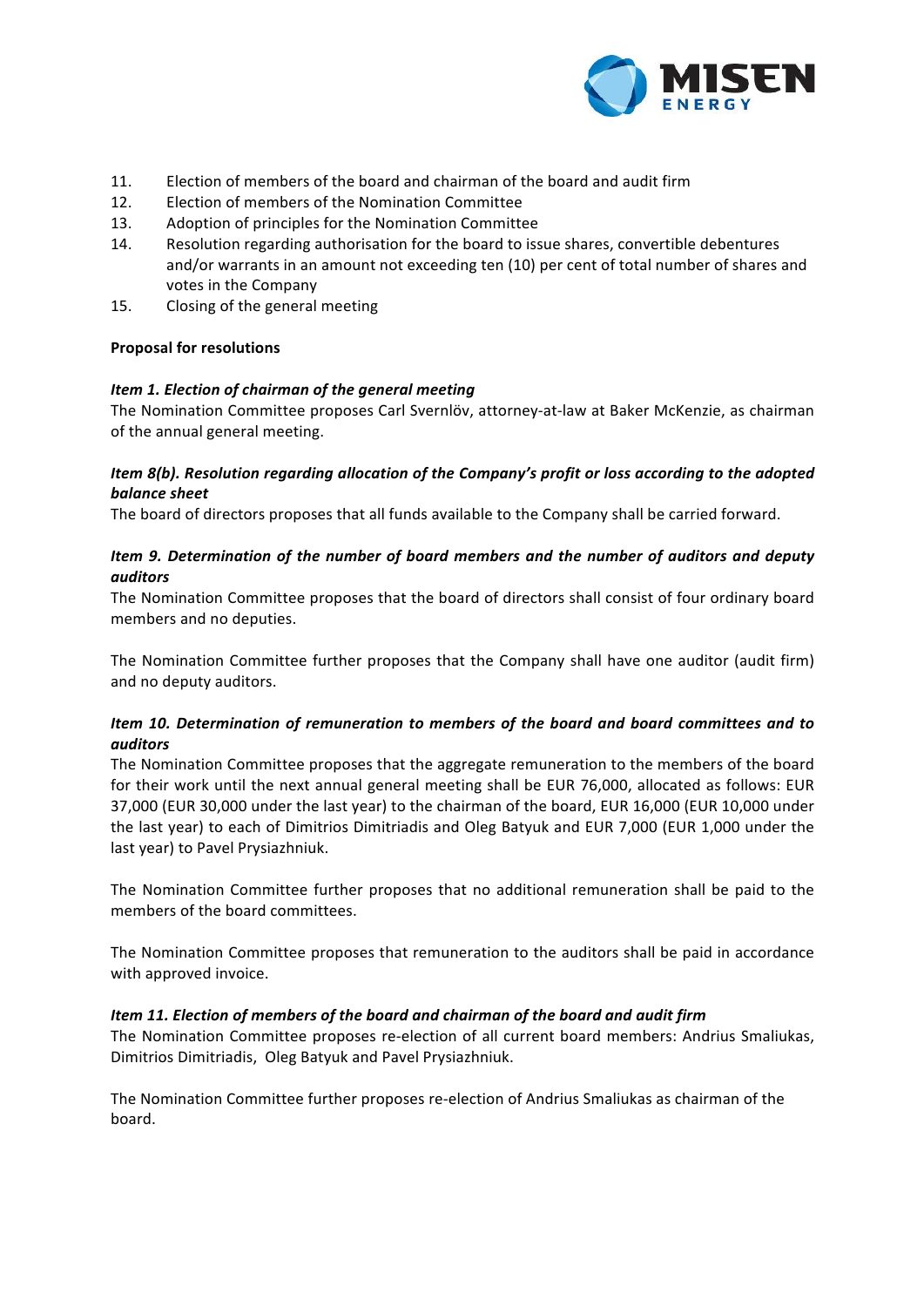11. Election of members of the board and chairman of the board and audit firm
12. Election of members of the Nomination Committee
13. Adoption of principles for the Nomination Committee
14. Resolution regarding authorisation for the board to issue shares, convertible debentures and/or warrants in an amount not exceeding ten (10) per cent of total number of shares and votes in the Company
15. Closing of the general meeting

**Proposal for resolutions**

***Item 1. Election of chairman of the general meeting***

The Nomination Committee proposes Carl Svernlöv, attorney-at-law at Baker McKenzie, as chairman of the annual general meeting.

***Item 8(b). Resolution regarding allocation of the Company's profit or loss according to the adopted balance sheet***

The board of directors proposes that all funds available to the Company shall be carried forward.

***Item 9. Determination of the number of board members and the number of auditors and deputy auditors***

The Nomination Committee proposes that the board of directors shall consist of four ordinary board members and no deputies.

The Nomination Committee further proposes that the Company shall have one auditor (audit firm) and no deputy auditors.

***Item 10. Determination of remuneration to members of the board and board committees and to auditors***

The Nomination Committee proposes that the aggregate remuneration to the members of the board for their work until the next annual general meeting shall be EUR 76,000, allocated as follows: EUR 37,000 (EUR 30,000 under the last year) to the chairman of the board, EUR 16,000 (EUR 10,000 under the last year) to each of Dimitrios Dimitriadis and Oleg Batyuk and EUR 7,000 (EUR 1,000 under the last year) to Pavel Prysiazhniuk.

The Nomination Committee further proposes that no additional remuneration shall be paid to the members of the board committees.

The Nomination Committee proposes that remuneration to the auditors shall be paid in accordance with approved invoice.

***Item 11. Election of members of the board and chairman of the board and audit firm***

The Nomination Committee proposes re-election of all current board members: Andrius Smaliukas, Dimitrios Dimitriadis, Oleg Batyuk and Pavel Prysiazhniuk.

The Nomination Committee further proposes re-election of Andrius Smaliukas as chairman of the board.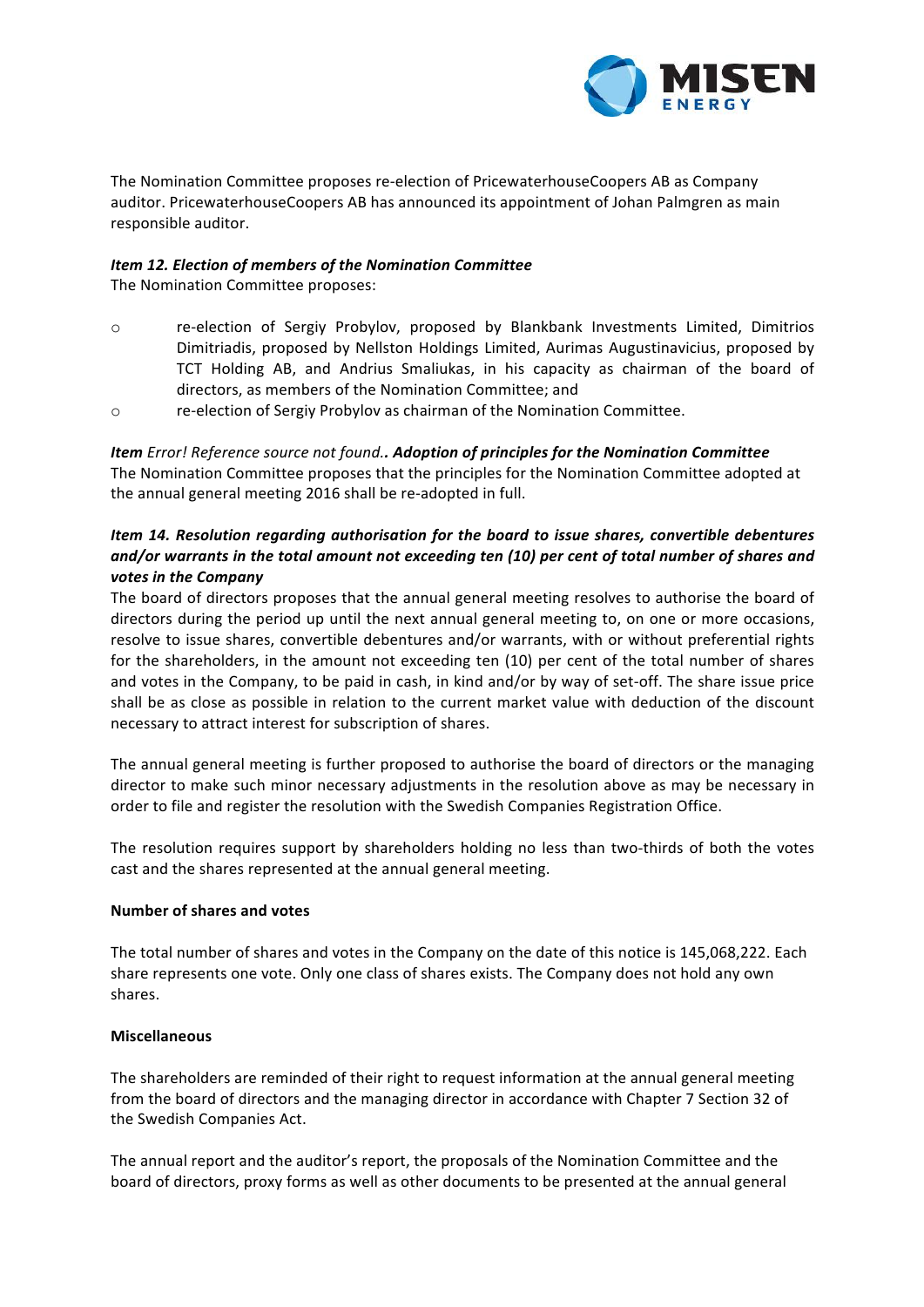The Nomination Committee proposes re-election of PricewaterhouseCoopers AB as Company auditor. PricewaterhouseCoopers AB has announced its appointment of Johan Palmgren as main responsible auditor.

***Item 12. Election of members of the Nomination Committee***

The Nomination Committee proposes:

- re-election of Sergiy Probylov, proposed by Blankbank Investments Limited, Dimitrios Dimitriadis, proposed by Nellston Holdings Limited, Aurimas Augustinavicius, proposed by TCT Holding AB, and Andrius Smaliukas, in his capacity as chairman of the board of directors, as members of the Nomination Committee; and
- re-election of Sergiy Probylov as chairman of the Nomination Committee.

***Item** Error! Reference source not found.. **Adoption of principles for the Nomination Committee***

The Nomination Committee proposes that the principles for the Nomination Committee adopted at the annual general meeting 2016 shall be re-adopted in full.

***Item 14. Resolution regarding authorisation for the board to issue shares, convertible debentures and/or warrants in the total amount not exceeding ten (10) per cent of total number of shares and votes in the Company***

The board of directors proposes that the annual general meeting resolves to authorise the board of directors during the period up until the next annual general meeting to, on one or more occasions, resolve to issue shares, convertible debentures and/or warrants, with or without preferential rights for the shareholders, in the amount not exceeding ten (10) per cent of the total number of shares and votes in the Company, to be paid in cash, in kind and/or by way of set-off. The share issue price shall be as close as possible in relation to the current market value with deduction of the discount necessary to attract interest for subscription of shares.

The annual general meeting is further proposed to authorise the board of directors or the managing director to make such minor necessary adjustments in the resolution above as may be necessary in order to file and register the resolution with the Swedish Companies Registration Office.

The resolution requires support by shareholders holding no less than two-thirds of both the votes cast and the shares represented at the annual general meeting.

**Number of shares and votes**

The total number of shares and votes in the Company on the date of this notice is 145,068,222. Each share represents one vote. Only one class of shares exists. The Company does not hold any own shares.

**Miscellaneous**

The shareholders are reminded of their right to request information at the annual general meeting from the board of directors and the managing director in accordance with Chapter 7 Section 32 of the Swedish Companies Act.

The annual report and the auditor's report, the proposals of the Nomination Committee and the board of directors, proxy forms as well as other documents to be presented at the annual general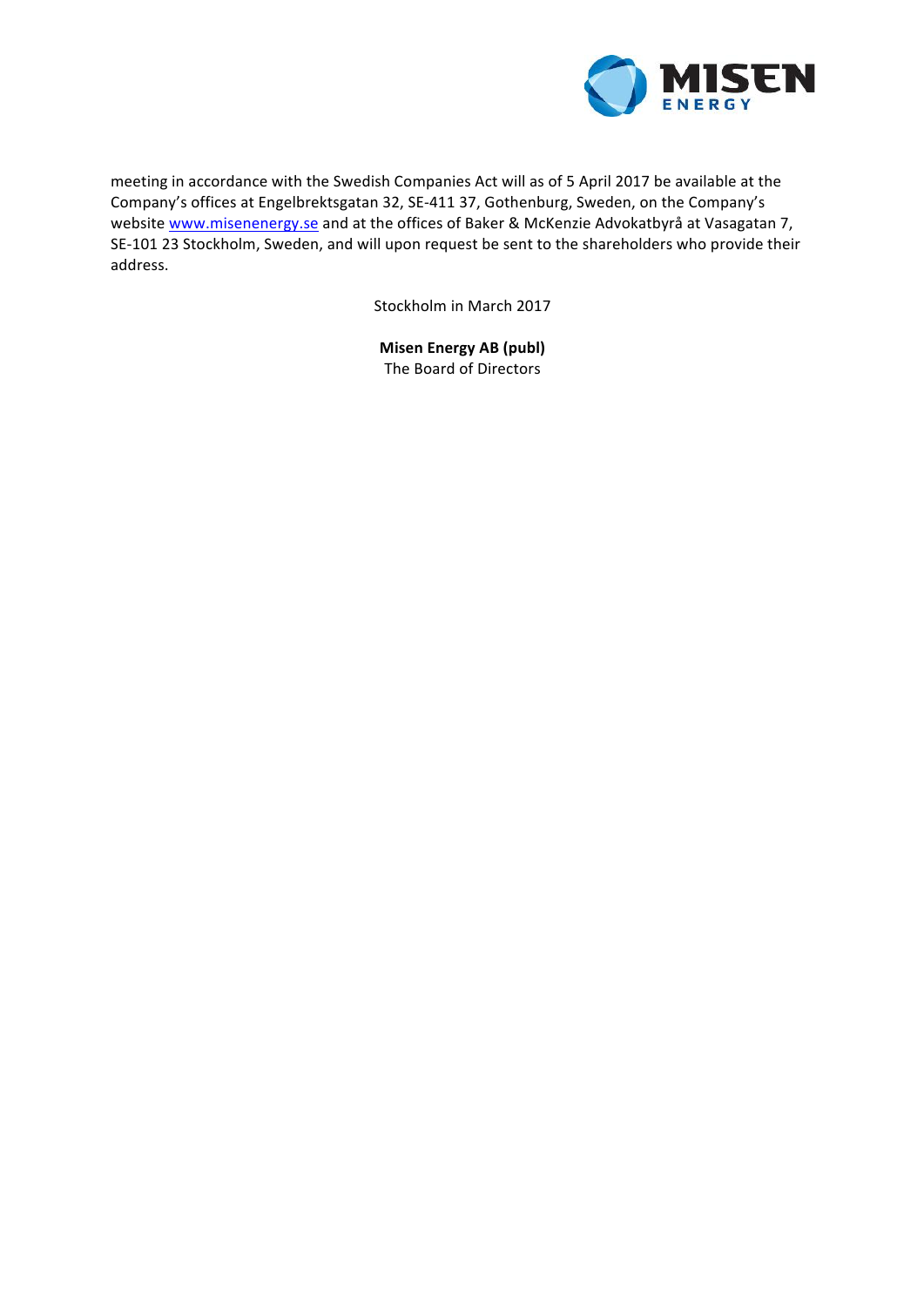meeting in accordance with the Swedish Companies Act will as of 5 April 2017 be available at the Company's offices at Engelbrektsgatan 32, SE-411 37, Gothenburg, Sweden, on the Company's website www.misenenergy.se and at the offices of Baker & McKenzie Advokatbyrå at Vasagatan 7, SE-101 23 Stockholm, Sweden, and will upon request be sent to the shareholders who provide their address.

Stockholm in March 2017

**Misen Energy AB (publ)**
The Board of Directors